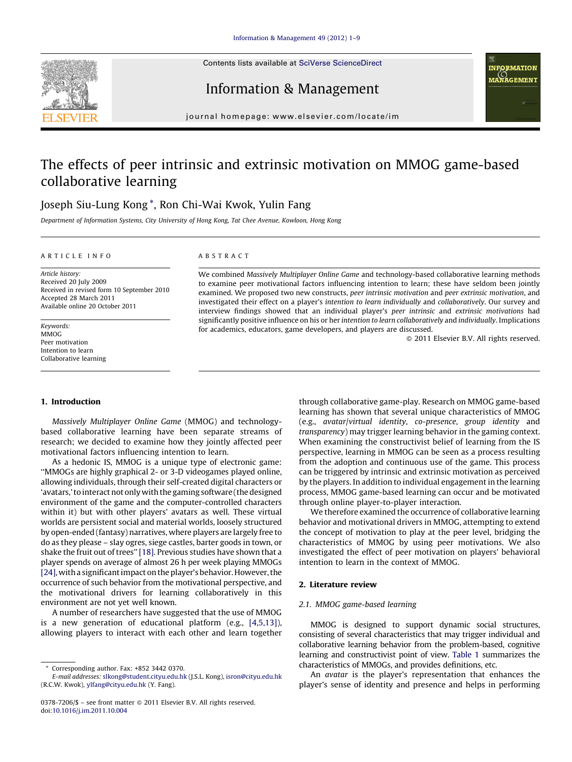# The effects of peer intrinsic and extrinsic motivation on MMOG game-based collaborative learning

Joseph Siu-Lung Kong *, Ron Chi-Wai Kwok, Yulin Fang

*Department of Information Systems, City University of Hong Kong, Tat Chee Avenue, Kowloon, Hong Kong*

ARTICLE INFO

*Article history:*
Received 20 July 2009
Received in revised form 10 September 2010
Accepted 28 March 2011
Available online 20 October 2011

*Keywords:*
MMOG
Peer motivation
Intention to learn
Collaborative learning

ABSTRACT

We combined *Massively Multiplayer Online Game* and technology-based collaborative learning methods to examine peer motivational factors influencing intention to learn; these have seldom been jointly examined. We proposed two new constructs, *peer intrinsic motivation* and *peer extrinsic motivation*, and investigated their effect on a player's *intention to learn individually* and *collaboratively*. Our survey and interview findings showed that an individual player's *peer intrinsic* and *extrinsic motivations* had significantly positive influence on his or her *intention to learn collaboratively* and *individually*. Implications for academics, educators, game developers, and players are discussed.

© 2011 Elsevier B.V. All rights reserved.

## 1. Introduction

*Massively Multiplayer Online Game* (MMOG) and technology-based collaborative learning have been separate streams of research; we decided to examine how they jointly affected peer motivational factors influencing intention to learn.

As a hedonic IS, MMOG is a unique type of electronic game: "MMOGs are highly graphical 2- or 3-D videogames played online, allowing individuals, through their self-created digital characters or 'avatars,' to interact not only with the gaming software (the designed environment of the game and the computer-controlled characters within it) but with other players' avatars as well. These virtual worlds are persistent social and material worlds, loosely structured by open-ended (fantasy) narratives, where players are largely free to do as they please – slay ogres, siege castles, barter goods in town, or shake the fruit out of trees" [18]. Previous studies have shown that a player spends on average of almost 26 h per week playing MMOGs [24], with a significant impact on the player's behavior. However, the occurrence of such behavior from the motivational perspective, and the motivational drivers for learning collaboratively in this environment are not yet well known.

A number of researchers have suggested that the use of MMOG is a new generation of educational platform (e.g., [4,5,13]), allowing players to interact with each other and learn together through collaborative game-play. Research on MMOG game-based learning has shown that several unique characteristics of MMOG (e.g., *avatar/virtual identity*, *co-presence*, *group identity* and *transparency*) may trigger learning behavior in the gaming context. When examining the constructivist belief of learning from the IS perspective, learning in MMOG can be seen as a process resulting from the adoption and continuous use of the game. This process can be triggered by intrinsic and extrinsic motivation as perceived by the players. In addition to individual engagement in the learning process, MMOG game-based learning can occur and be motivated through online player-to-player interaction.

We therefore examined the occurrence of collaborative learning behavior and motivational drivers in MMOG, attempting to extend the concept of motivation to play at the peer level, bridging the characteristics of MMOG by using peer motivations. We also investigated the effect of peer motivation on players' behavioral intention to learn in the context of MMOG.

## 2. Literature review

### 2.1. MMOG game-based learning

MMOG is designed to support dynamic social structures, consisting of several characteristics that may trigger individual and collaborative learning behavior from the problem-based, cognitive learning and constructivist point of view. Table 1 summarizes the characteristics of MMOGs, and provides definitions, etc.

An *avatar* is the player's representation that enhances the player's sense of identity and presence and helps in performing

---

* Corresponding author. Fax: +852 3442 0370.
*E-mail addresses:* slkong@student.cityu.edu.hk (J.S.L. Kong), isron@cityu.edu.hk (R.C.W. Kwok), ylfang@cityu.edu.hk (Y. Fang).

0378-7206/$ – see front matter © 2011 Elsevier B.V. All rights reserved.
doi:10.1016/j.im.2011.10.004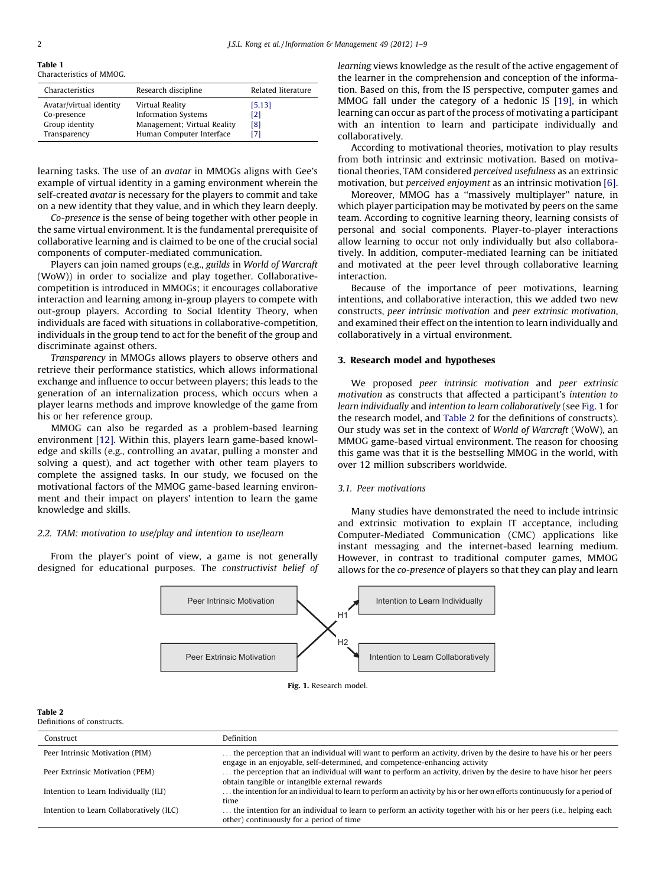**Table 1**
Characteristics of MMOG.

| Characteristics | Research discipline | Related literature |
|---|---|---|
| Avatar/virtual identity | Virtual Reality | [5,13] |
| Co-presence | Information Systems | [2] |
| Group identity | Management; Virtual Reality | [8] |
| Transparency | Human Computer Interface | [7] |

learning tasks. The use of an *avatar* in MMOGs aligns with Gee's example of virtual identity in a gaming environment wherein the self-created *avatar* is necessary for the players to commit and take on a new identity that they value, and in which they learn deeply.

*Co-presence* is the sense of being together with other people in the same virtual environment. It is the fundamental prerequisite of collaborative learning and is claimed to be one of the crucial social components of computer-mediated communication.

Players can join named groups (e.g., *guilds* in *World of Warcraft* (WoW)) in order to socialize and play together. Collaborative-competition is introduced in MMOGs; it encourages collaborative interaction and learning among in-group players to compete with out-group players. According to Social Identity Theory, when individuals are faced with situations in collaborative-competition, individuals in the group tend to act for the benefit of the group and discriminate against others.

*Transparency* in MMOGs allows players to observe others and retrieve their performance statistics, which allows informational exchange and influence to occur between players; this leads to the generation of an internalization process, which occurs when a player learns methods and improve knowledge of the game from his or her reference group.

MMOG can also be regarded as a problem-based learning environment [12]. Within this, players learn game-based knowledge and skills (e.g., controlling an avatar, pulling a monster and solving a quest), and act together with other team players to complete the assigned tasks. In our study, we focused on the motivational factors of the MMOG game-based learning environment and their impact on players' intention to learn the game knowledge and skills.

### 2.2. TAM: motivation to use/play and intention to use/learn

From the player's point of view, a game is not generally designed for educational purposes. The *constructivist belief of learning* views knowledge as the result of the active engagement of the learner in the comprehension and conception of the information. Based on this, from the IS perspective, computer games and MMOG fall under the category of a hedonic IS [19], in which learning can occur as part of the process of motivating a participant with an intention to learn and participate individually and collaboratively.

According to motivational theories, motivation to play results from both intrinsic and extrinsic motivation. Based on motivational theories, TAM considered *perceived usefulness* as an extrinsic motivation, but *perceived enjoyment* as an intrinsic motivation [6].

Moreover, MMOG has a "massively multiplayer" nature, in which player participation may be motivated by peers on the same team. According to cognitive learning theory, learning consists of personal and social components. Player-to-player interactions allow learning to occur not only individually but also collaboratively. In addition, computer-mediated learning can be initiated and motivated at the peer level through collaborative learning interaction.

Because of the importance of peer motivations, learning intentions, and collaborative interaction, this we added two new constructs, *peer intrinsic motivation* and *peer extrinsic motivation*, and examined their effect on the intention to learn individually and collaboratively in a virtual environment.

## 3. Research model and hypotheses

We proposed *peer intrinsic motivation* and *peer extrinsic motivation* as constructs that affected a participant's *intention to learn individually* and *intention to learn collaboratively* (see Fig. 1 for the research model, and Table 2 for the definitions of constructs). Our study was set in the context of *World of Warcraft* (WoW), an MMOG game-based virtual environment. The reason for choosing this game was that it is the bestselling MMOG in the world, with over 12 million subscribers worldwide.

### 3.1. Peer motivations

Many studies have demonstrated the need to include intrinsic and extrinsic motivation to explain IT acceptance, including Computer-Mediated Communication (CMC) applications like instant messaging and the internet-based learning medium. However, in contrast to traditional computer games, MMOG allows for the *co-presence* of players so that they can play and learn

Peer Intrinsic Motivation — H1 → Intention to Learn Individually
Peer Extrinsic Motivation — H2 → Intention to Learn Collaboratively

**Fig. 1.** Research model.

**Table 2**
Definitions of constructs.

| Construct | Definition |
|---|---|
| Peer Intrinsic Motivation (PIM) | ... the perception that an individual will want to perform an activity, driven by the desire to have his or her peers engage in an enjoyable, self-determined, and competence-enhancing activity |
| Peer Extrinsic Motivation (PEM) | ... the perception that an individual will want to perform an activity, driven by the desire to have hisor her peers obtain tangible or intangible external rewards |
| Intention to Learn Individually (ILI) | ... the intention for an individual to learn to perform an activity by his or her own efforts continuously for a period of time |
| Intention to Learn Collaboratively (ILC) | ... the intention for an individual to learn to perform an activity together with his or her peers (i.e., helping each other) continuously for a period of time |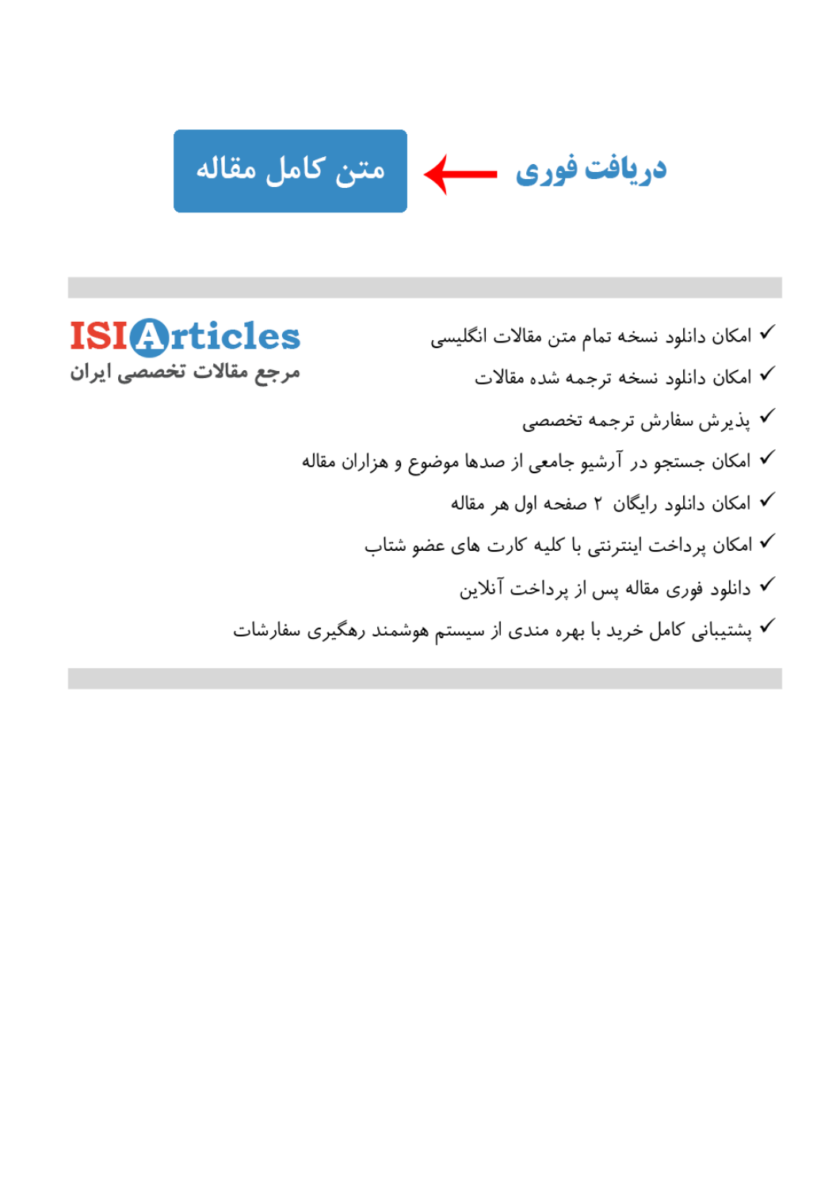دریافت فوری ← **متن کامل مقاله**

**ISIArticles**
مرجع مقالات تخصصی ایران

- ✓ امکان دانلود نسخه تمام متن مقالات انگلیسی
- ✓ امکان دانلود نسخه ترجمه شده مقالات
- ✓ پذیرش سفارش ترجمه تخصصی
- ✓ امکان جستجو در آرشیو جامعی از صدها موضوع و هزاران مقاله
- ✓ امکان دانلود رایگان ۲ صفحه اول هر مقاله
- ✓ امکان پرداخت اینترنتی با کلیه کارت های عضو شتاب
- ✓ دانلود فوری مقاله پس از پرداخت آنلاین
- ✓ پشتیبانی کامل خرید با بهره مندی از سیستم هوشمند رهگیری سفارشات